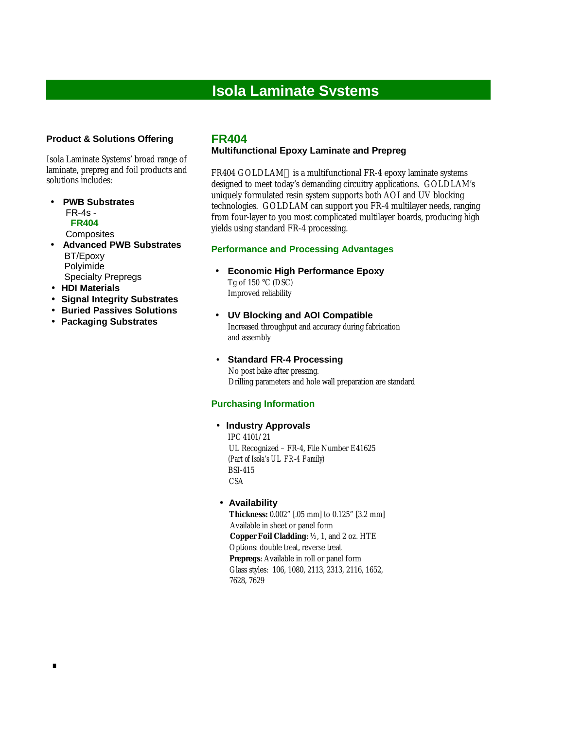# Isola Laminate Systems

**Product & Solutions Offering**

Isola Laminate Systems' broad range of laminate, prepreg and foil products and solutions includes:

- **PWB Substrates**
  - FR-4s -
    - **FR404**
  - Composites
- **Advanced PWB Substrates**
  - BT/Epoxy
  - Polyimide
  - Specialty Prepregs
- **HDI Materials**
- **Signal Integrity Substrates**
- **Buried Passives Solutions**
- **Packaging Substrates**

## FR404

**Multifunctional Epoxy Laminate and Prepreg**

FR404 GOLDLAM is a multifunctional FR-4 epoxy laminate systems designed to meet today's demanding circuitry applications. GOLDLAM's uniquely formulated resin system supports both AOI and UV blocking technologies. GOLDLAM can support you FR-4 multilayer needs, ranging from four-layer to you most complicated multilayer boards, producing high yields using standard FR-4 processing.

### Performance and Processing Advantages

- **Economic High Performance Epoxy**
  Tg of 150 °C (DSC)
  Improved reliability

- **UV Blocking and AOI Compatible**
  Increased throughput and accuracy during fabrication and assembly

- **Standard FR-4 Processing**
  No post bake after pressing.
  Drilling parameters and hole wall preparation are standard

### Purchasing Information

- **Industry Approvals**
  IPC 4101/21
  UL Recognized – FR-4, File Number E41625
  *(Part of Isola's UL FR-4 Family)*
  BSI-415
  CSA

- **Availability**
  **Thickness:** 0.002" [.05 mm] to 0.125" [3.2 mm]
  Available in sheet or panel form
  **Copper Foil Cladding**: ½, 1, and 2 oz. HTE
  Options: double treat, reverse treat
  **Prepregs**: Available in roll or panel form
  Glass styles: 106, 1080, 2113, 2313, 2116, 1652, 7628, 7629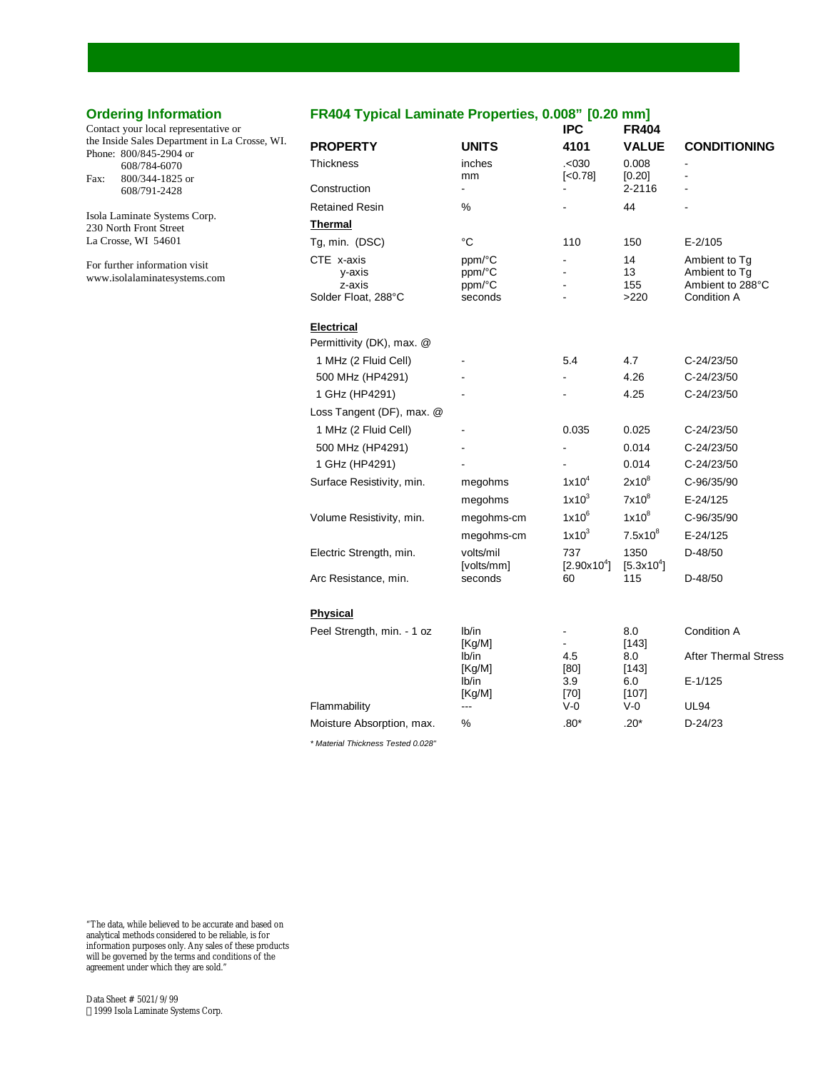## Ordering Information

Contact your local representative or the Inside Sales Department in La Crosse, WI.
Phone: 800/845-2904 or
608/784-6070
Fax: 800/344-1825 or
608/791-2428

Isola Laminate Systems Corp.
230 North Front Street
La Crosse, WI 54601

For further information visit
www.isolalaminatesystems.com

## FR404 Typical Laminate Properties, 0.008" [0.20 mm]

| PROPERTY | UNITS | IPC 4101 | FR404 VALUE | CONDITIONING |
|---|---|---|---|---|
| Thickness | inches<br>mm | .<030<br>[<0.78] | 0.008<br>[0.20] | -<br>- |
| Construction | - | - | 2-2116 | - |
| Retained Resin | % | - | 44 | - |
| **Thermal** | | | | |
| Tg, min. (DSC) | °C | 110 | 150 | E-2/105 |
| CTE x-axis | ppm/°C | - | 14 | Ambient to Tg |
| y-axis | ppm/°C | - | 13 | Ambient to Tg |
| z-axis | ppm/°C | - | 155 | Ambient to 288°C |
| Solder Float, 288°C | seconds | - | >220 | Condition A |
| **Electrical** | | | | |
| Permittivity (DK), max. @ | | | | |
| 1 MHz (2 Fluid Cell) | - | 5.4 | 4.7 | C-24/23/50 |
| 500 MHz (HP4291) | - | - | 4.26 | C-24/23/50 |
| 1 GHz (HP4291) | - | - | 4.25 | C-24/23/50 |
| Loss Tangent (DF), max. @ | | | | |
| 1 MHz (2 Fluid Cell) | - | 0.035 | 0.025 | C-24/23/50 |
| 500 MHz (HP4291) | - | - | 0.014 | C-24/23/50 |
| 1 GHz (HP4291) | - | - | 0.014 | C-24/23/50 |
| Surface Resistivity, min. | megohms | $1x10^4$ | $2x10^8$ | C-96/35/90 |
| | megohms | $1x10^3$ | $7x10^8$ | E-24/125 |
| Volume Resistivity, min. | megohms-cm | $1x10^6$ | $1x10^8$ | C-96/35/90 |
| | megohms-cm | $1x10^3$ | $7.5x10^8$ | E-24/125 |
| Electric Strength, min. | volts/mil<br>[volts/mm] | 737<br>[$2.90x10^4$] | 1350<br>[$5.3x10^4$] | D-48/50 |
| Arc Resistance, min. | seconds | 60 | 115 | D-48/50 |
| **Physical** | | | | |
| Peel Strength, min. - 1 oz | lb/in<br>[Kg/M] | -<br>- | 8.0<br>[143] | Condition A |
| | lb/in<br>[Kg/M] | 4.5<br>[80] | 8.0<br>[143] | After Thermal Stress |
| | lb/in<br>[Kg/M] | 3.9<br>[70] | 6.0<br>[107] | E-1/125 |
| Flammability | --- | V-0 | V-0 | UL94 |
| Moisture Absorption, max. | % | .80* | .20* | D-24/23 |

*\* Material Thickness Tested 0.028"*

"The data, while believed to be accurate and based on analytical methods considered to be reliable, is for information purposes only. Any sales of these products will be governed by the terms and conditions of the agreement under which they are sold."

Data Sheet # 5021/9/99
© 1999 Isola Laminate Systems Corp.